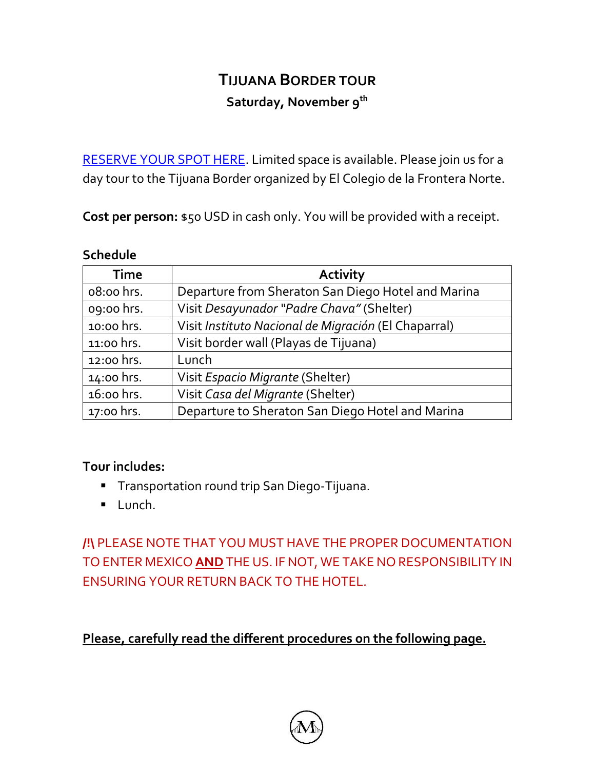# TIJUANA BORDER TOUR

**Saturday, November 9th**

RESERVE YOUR SPOT HERE. Limited space is available. Please join us for a day tour to the Tijuana Border organized by El Colegio de la Frontera Norte.

**Cost per person:** $50 USD in cash only. You will be provided with a receipt.

**Schedule**

| Time | Activity |
| --- | --- |
| 08:00 hrs. | Departure from Sheraton San Diego Hotel and Marina |
| 09:00 hrs. | Visit *Desayunador "Padre Chava"* (Shelter) |
| 10:00 hrs. | Visit *Instituto Nacional de Migración* (El Chaparral) |
| 11:00 hrs. | Visit border wall (Playas de Tijuana) |
| 12:00 hrs. | Lunch |
| 14:00 hrs. | Visit *Espacio Migrante* (Shelter) |
| 16:00 hrs. | Visit *Casa del Migrante* (Shelter) |
| 17:00 hrs. | Departure to Sheraton San Diego Hotel and Marina |

**Tour includes:**

- Transportation round trip San Diego-Tijuana.
- Lunch.

**/!\\** PLEASE NOTE THAT YOU MUST HAVE THE PROPER DOCUMENTATION TO ENTER MEXICO **AND** THE US. IF NOT, WE TAKE NO RESPONSIBILITY IN ENSURING YOUR RETURN BACK TO THE HOTEL.

**Please, carefully read the different procedures on the following page.**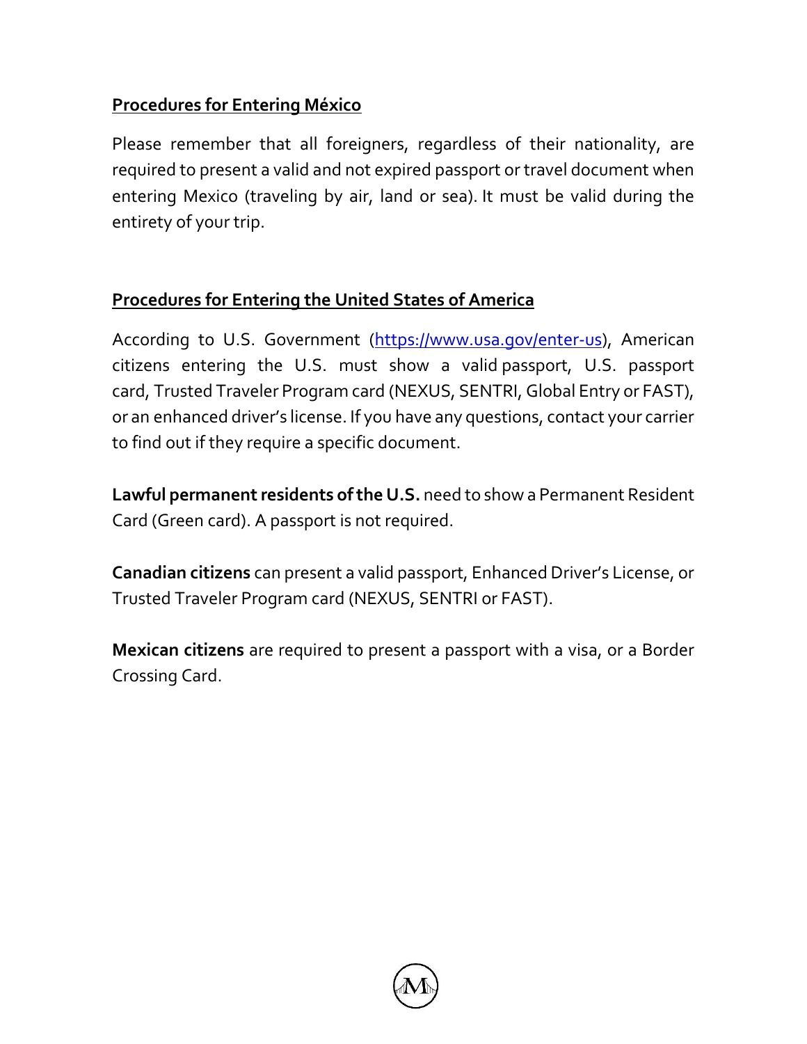**Procedures for Entering México**

Please remember that all foreigners, regardless of their nationality, are required to present a valid and not expired passport or travel document when entering Mexico (traveling by air, land or sea). It must be valid during the entirety of your trip.

**Procedures for Entering the United States of America**

According to U.S. Government (https://www.usa.gov/enter-us), American citizens entering the U.S. must show a valid passport, U.S. passport card, Trusted Traveler Program card (NEXUS, SENTRI, Global Entry or FAST), or an enhanced driver's license. If you have any questions, contact your carrier to find out if they require a specific document.

**Lawful permanent residents of the U.S.** need to show a Permanent Resident Card (Green card). A passport is not required.

**Canadian citizens** can present a valid passport, Enhanced Driver's License, or Trusted Traveler Program card (NEXUS, SENTRI or FAST).

**Mexican citizens** are required to present a passport with a visa, or a Border Crossing Card.